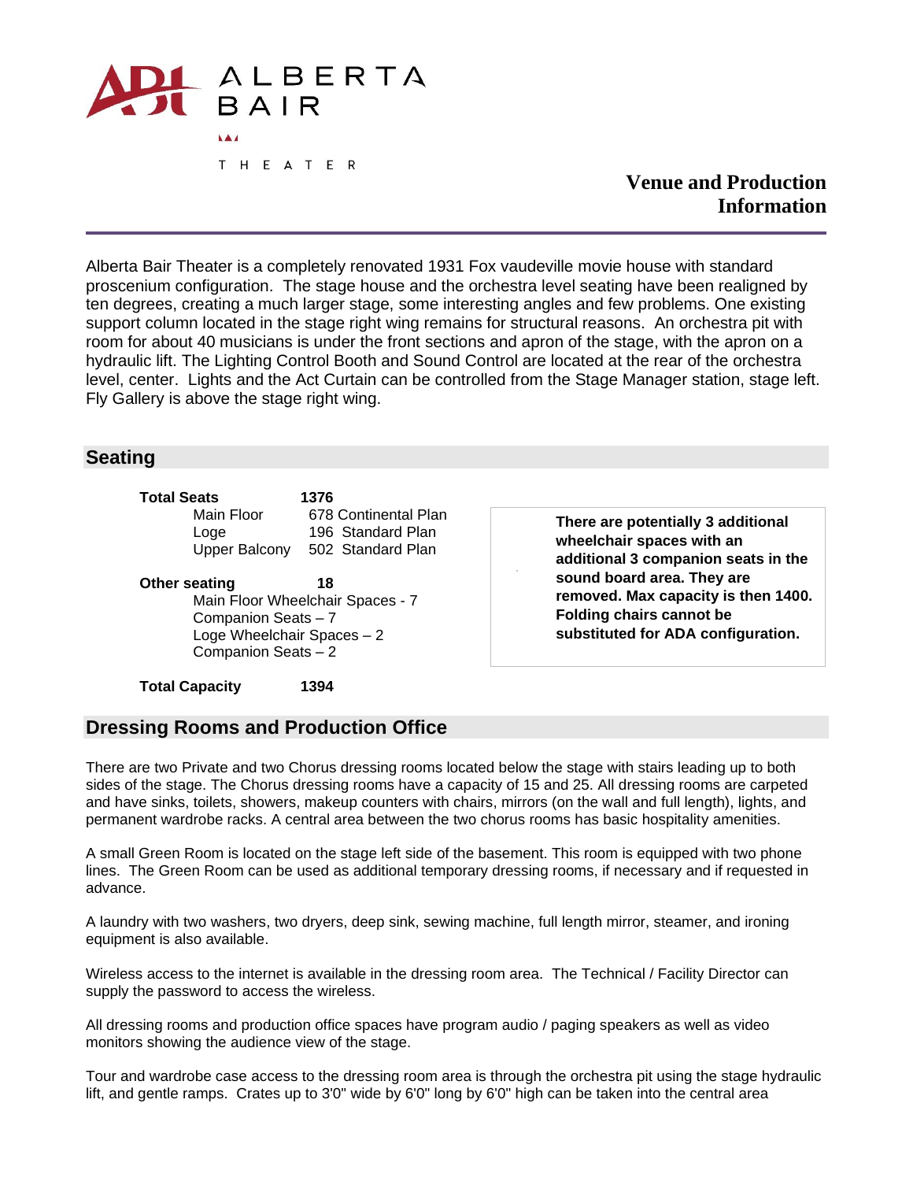# ALBERTA BAIR THEATER

## Venue and Production Information

Alberta Bair Theater is a completely renovated 1931 Fox vaudeville movie house with standard proscenium configuration. The stage house and the orchestra level seating have been realigned by ten degrees, creating a much larger stage, some interesting angles and few problems. One existing support column located in the stage right wing remains for structural reasons. An orchestra pit with room for about 40 musicians is under the front sections and apron of the stage, with the apron on a hydraulic lift. The Lighting Control Booth and Sound Control are located at the rear of the orchestra level, center. Lights and the Act Curtain can be controlled from the Stage Manager station, stage left. Fly Gallery is above the stage right wing.

## Seating

**Total Seats** **1376**

- Main Floor 678 Continental Plan
- Loge 196 Standard Plan
- Upper Balcony 502 Standard Plan

**Other seating** **18**

- Main Floor Wheelchair Spaces - 7
- Companion Seats – 7
- Loge Wheelchair Spaces – 2
- Companion Seats – 2

**Total Capacity** **1394**

**There are potentially 3 additional wheelchair spaces with an additional 3 companion seats in the sound board area. They are removed. Max capacity is then 1400. Folding chairs cannot be substituted for ADA configuration.**

## Dressing Rooms and Production Office

There are two Private and two Chorus dressing rooms located below the stage with stairs leading up to both sides of the stage. The Chorus dressing rooms have a capacity of 15 and 25. All dressing rooms are carpeted and have sinks, toilets, showers, makeup counters with chairs, mirrors (on the wall and full length), lights, and permanent wardrobe racks. A central area between the two chorus rooms has basic hospitality amenities.

A small Green Room is located on the stage left side of the basement. This room is equipped with two phone lines. The Green Room can be used as additional temporary dressing rooms, if necessary and if requested in advance.

A laundry with two washers, two dryers, deep sink, sewing machine, full length mirror, steamer, and ironing equipment is also available.

Wireless access to the internet is available in the dressing room area. The Technical / Facility Director can supply the password to access the wireless.

All dressing rooms and production office spaces have program audio / paging speakers as well as video monitors showing the audience view of the stage.

Tour and wardrobe case access to the dressing room area is through the orchestra pit using the stage hydraulic lift, and gentle ramps. Crates up to 3'0" wide by 6'0" long by 6'0" high can be taken into the central area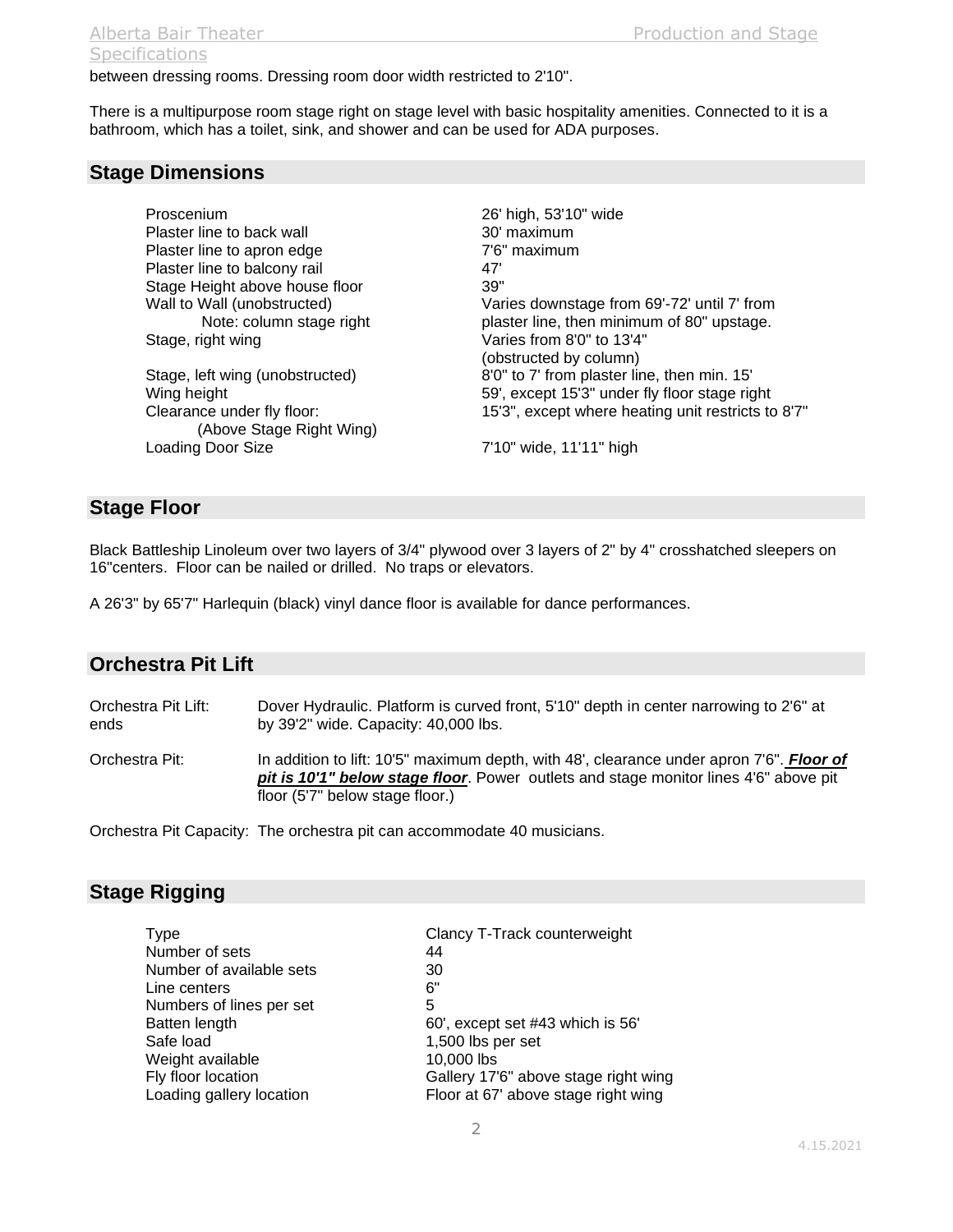between dressing rooms. Dressing room door width restricted to 2'10".

There is a multipurpose room stage right on stage level with basic hospitality amenities. Connected to it is a bathroom, which has a toilet, sink, and shower and can be used for ADA purposes.

## Stage Dimensions

| | |
|---|---|
| Proscenium | 26' high, 53'10" wide |
| Plaster line to back wall | 30' maximum |
| Plaster line to apron edge | 7'6" maximum |
| Plaster line to balcony rail | 47' |
| Stage Height above house floor | 39" |
| Wall to Wall (unobstructed) Note: column stage right | Varies downstage from 69'-72' until 7' from plaster line, then minimum of 80" upstage. |
| Stage, right wing | Varies from 8'0" to 13'4" (obstructed by column) |
| Stage, left wing (unobstructed) | 8'0" to 7' from plaster line, then min. 15' |
| Wing height | 59', except 15'3" under fly floor stage right |
| Clearance under fly floor: (Above Stage Right Wing) | 15'3", except where heating unit restricts to 8'7" |
| Loading Door Size | 7'10" wide, 11'11" high |

## Stage Floor

Black Battleship Linoleum over two layers of 3/4" plywood over 3 layers of 2" by 4" crosshatched sleepers on 16"centers. Floor can be nailed or drilled. No traps or elevators.

A 26'3" by 65'7" Harlequin (black) vinyl dance floor is available for dance performances.

## Orchestra Pit Lift

Orchestra Pit Lift: Dover Hydraulic. Platform is curved front, 5'10" depth in center narrowing to 2'6" at ends by 39'2" wide. Capacity: 40,000 lbs.

Orchestra Pit: In addition to lift: 10'5" maximum depth, with 48', clearance under apron 7'6". ***Floor of pit is 10'1" below stage floor***. Power outlets and stage monitor lines 4'6" above pit floor (5'7" below stage floor.)

Orchestra Pit Capacity: The orchestra pit can accommodate 40 musicians.

## Stage Rigging

| | |
|---|---|
| Type | Clancy T-Track counterweight |
| Number of sets | 44 |
| Number of available sets | 30 |
| Line centers | 6" |
| Numbers of lines per set | 5 |
| Batten length | 60', except set #43 which is 56' |
| Safe load | 1,500 lbs per set |
| Weight available | 10,000 lbs |
| Fly floor location | Gallery 17'6" above stage right wing |
| Loading gallery location | Floor at 67' above stage right wing |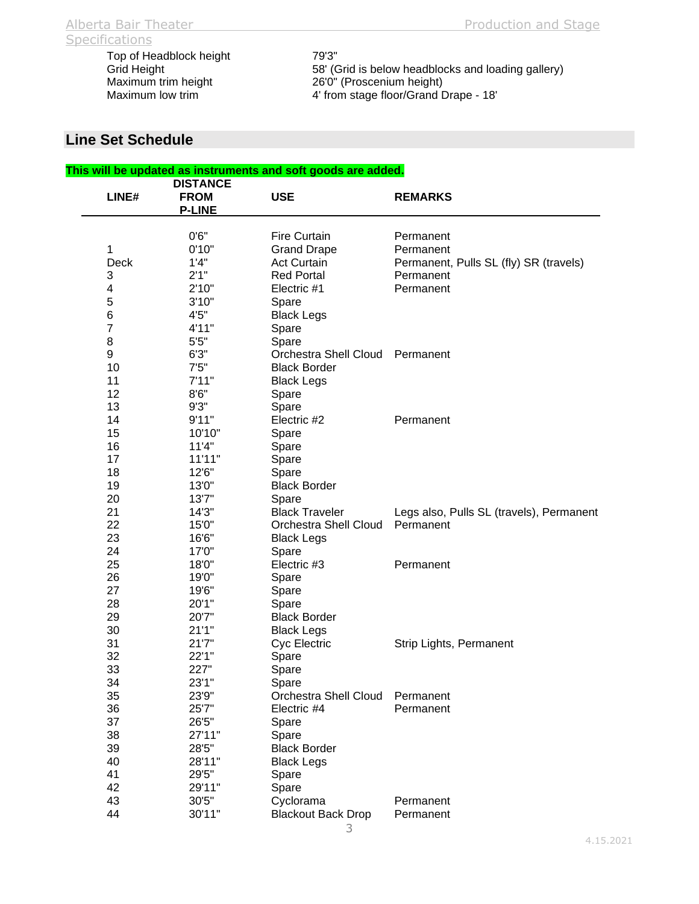| | |
|---|---|
| Top of Headblock height | 79'3" |
| Grid Height | 58' (Grid is below headblocks and loading gallery) |
| Maximum trim height | 26'0" (Proscenium height) |
| Maximum low trim | 4' from stage floor/Grand Drape - 18' |

## Line Set Schedule

**This will be updated as instruments and soft goods are added.**

| LINE# | DISTANCE FROM P-LINE | USE | REMARKS |
|---|---|---|---|
| | 0'6" | Fire Curtain | Permanent |
| 1 | 0'10" | Grand Drape | Permanent |
| Deck | 1'4" | Act Curtain | Permanent, Pulls SL (fly) SR (travels) |
| 3 | 2'1" | Red Portal | Permanent |
| 4 | 2'10" | Electric #1 | Permanent |
| 5 | 3'10" | Spare | |
| 6 | 4'5" | Black Legs | |
| 7 | 4'11" | Spare | |
| 8 | 5'5" | Spare | |
| 9 | 6'3" | Orchestra Shell Cloud | Permanent |
| 10 | 7'5" | Black Border | |
| 11 | 7'11" | Black Legs | |
| 12 | 8'6" | Spare | |
| 13 | 9'3" | Spare | |
| 14 | 9'11" | Electric #2 | Permanent |
| 15 | 10'10" | Spare | |
| 16 | 11'4" | Spare | |
| 17 | 11'11" | Spare | |
| 18 | 12'6" | Spare | |
| 19 | 13'0" | Black Border | |
| 20 | 13'7" | Spare | |
| 21 | 14'3" | Black Traveler | Legs also, Pulls SL (travels), Permanent |
| 22 | 15'0" | Orchestra Shell Cloud | Permanent |
| 23 | 16'6" | Black Legs | |
| 24 | 17'0" | Spare | |
| 25 | 18'0" | Electric #3 | Permanent |
| 26 | 19'0" | Spare | |
| 27 | 19'6" | Spare | |
| 28 | 20'1" | Spare | |
| 29 | 20'7" | Black Border | |
| 30 | 21'1" | Black Legs | |
| 31 | 21'7" | Cyc Electric | Strip Lights, Permanent |
| 32 | 22'1" | Spare | |
| 33 | 227" | Spare | |
| 34 | 23'1" | Spare | |
| 35 | 23'9" | Orchestra Shell Cloud | Permanent |
| 36 | 25'7" | Electric #4 | Permanent |
| 37 | 26'5" | Spare | |
| 38 | 27'11" | Spare | |
| 39 | 28'5" | Black Border | |
| 40 | 28'11" | Black Legs | |
| 41 | 29'5" | Spare | |
| 42 | 29'11" | Spare | |
| 43 | 30'5" | Cyclorama | Permanent |
| 44 | 30'11" | Blackout Back Drop | Permanent |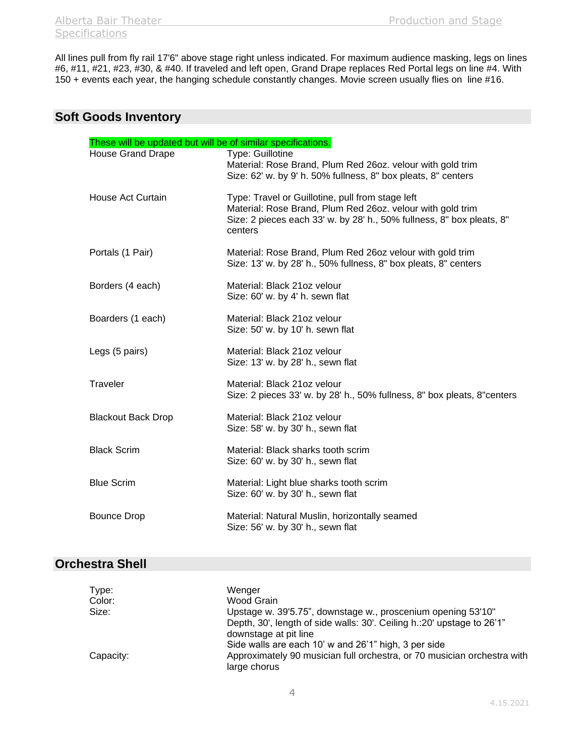All lines pull from fly rail 17'6" above stage right unless indicated. For maximum audience masking, legs on lines #6, #11, #21, #23, #30, & #40. If traveled and left open, Grand Drape replaces Red Portal legs on line #4. With 150 + events each year, the hanging schedule constantly changes. Movie screen usually flies on line #16.

## Soft Goods Inventory

These will be updated but will be of similar specifications.

| | |
|---|---|
| House Grand Drape | Type: Guillotine<br>Material: Rose Brand, Plum Red 26oz. velour with gold trim<br>Size: 62' w. by 9' h. 50% fullness, 8" box pleats, 8" centers |
| House Act Curtain | Type: Travel or Guillotine, pull from stage left<br>Material: Rose Brand, Plum Red 26oz. velour with gold trim<br>Size: 2 pieces each 33' w. by 28' h., 50% fullness, 8" box pleats, 8" centers |
| Portals (1 Pair) | Material: Rose Brand, Plum Red 26oz velour with gold trim<br>Size: 13' w. by 28' h., 50% fullness, 8" box pleats, 8" centers |
| Borders (4 each) | Material: Black 21oz velour<br>Size: 60' w. by 4' h. sewn flat |
| Boarders (1 each) | Material: Black 21oz velour<br>Size: 50' w. by 10' h. sewn flat |
| Legs (5 pairs) | Material: Black 21oz velour<br>Size: 13' w. by 28' h., sewn flat |
| Traveler | Material: Black 21oz velour<br>Size: 2 pieces 33' w. by 28' h., 50% fullness, 8" box pleats, 8"centers |
| Blackout Back Drop | Material: Black 21oz velour<br>Size: 58' w. by 30' h., sewn flat |
| Black Scrim | Material: Black sharks tooth scrim<br>Size: 60' w. by 30' h., sewn flat |
| Blue Scrim | Material: Light blue sharks tooth scrim<br>Size: 60' w. by 30' h., sewn flat |
| Bounce Drop | Material: Natural Muslin, horizontally seamed<br>Size: 56' w. by 30' h., sewn flat |

## Orchestra Shell

| | |
|---|---|
| Type: | Wenger |
| Color: | Wood Grain |
| Size: | Upstage w. 39'5.75", downstage w., proscenium opening 53'10"<br>Depth, 30', length of side walls: 30'. Ceiling h.:20' upstage to 26'1" downstage at pit line<br>Side walls are each 10' w and 26'1" high, 3 per side |
| Capacity: | Approximately 90 musician full orchestra, or 70 musician orchestra with large chorus |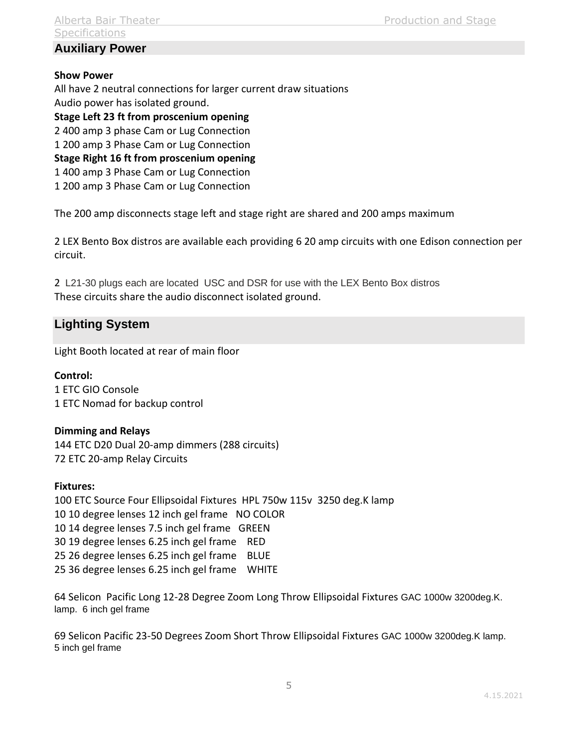## Auxiliary Power

**Show Power**

All have 2 neutral connections for larger current draw situations
Audio power has isolated ground.

**Stage Left 23 ft from proscenium opening**

2 400 amp 3 phase Cam or Lug Connection
1 200 amp 3 Phase Cam or Lug Connection

**Stage Right 16 ft from proscenium opening**

1 400 amp 3 Phase Cam or Lug Connection
1 200 amp 3 Phase Cam or Lug Connection

The 200 amp disconnects stage left and stage right are shared and 200 amps maximum

2 LEX Bento Box distros are available each providing 6 20 amp circuits with one Edison connection per circuit.

2 L21-30 plugs each are located USC and DSR for use with the LEX Bento Box distros
These circuits share the audio disconnect isolated ground.

## Lighting System

Light Booth located at rear of main floor

**Control:**

1 ETC GIO Console
1 ETC Nomad for backup control

**Dimming and Relays**

144 ETC D20 Dual 20-amp dimmers (288 circuits)
72 ETC 20-amp Relay Circuits

**Fixtures:**

100 ETC Source Four Ellipsoidal Fixtures HPL 750w 115v 3250 deg.K lamp
10 10 degree lenses 12 inch gel frame NO COLOR
10 14 degree lenses 7.5 inch gel frame GREEN
30 19 degree lenses 6.25 inch gel frame RED
25 26 degree lenses 6.25 inch gel frame BLUE
25 36 degree lenses 6.25 inch gel frame WHITE

64 Selicon Pacific Long 12-28 Degree Zoom Long Throw Ellipsoidal Fixtures GAC 1000w 3200deg.K. lamp. 6 inch gel frame

69 Selicon Pacific 23-50 Degrees Zoom Short Throw Ellipsoidal Fixtures GAC 1000w 3200deg.K lamp. 5 inch gel frame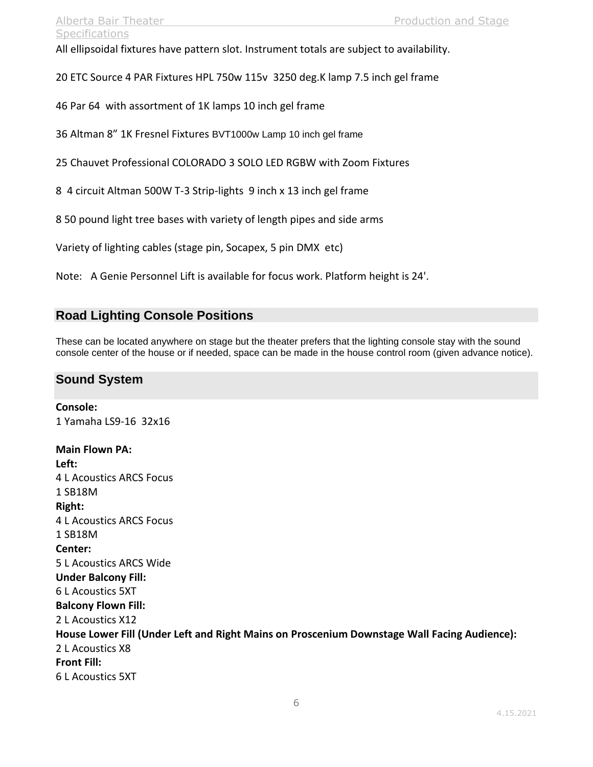All ellipsoidal fixtures have pattern slot. Instrument totals are subject to availability.

20 ETC Source 4 PAR Fixtures HPL 750w 115v 3250 deg.K lamp 7.5 inch gel frame

46 Par 64 with assortment of 1K lamps 10 inch gel frame

36 Altman 8" 1K Fresnel Fixtures BVT1000w Lamp 10 inch gel frame

25 Chauvet Professional COLORADO 3 SOLO LED RGBW with Zoom Fixtures

8 4 circuit Altman 500W T-3 Strip-lights 9 inch x 13 inch gel frame

8 50 pound light tree bases with variety of length pipes and side arms

Variety of lighting cables (stage pin, Socapex, 5 pin DMX etc)

Note: A Genie Personnel Lift is available for focus work. Platform height is 24'.

## Road Lighting Console Positions

These can be located anywhere on stage but the theater prefers that the lighting console stay with the sound console center of the house or if needed, space can be made in the house control room (given advance notice).

## Sound System

**Console:**
1 Yamaha LS9-16 32x16

**Main Flown PA:**
**Left:**
4 L Acoustics ARCS Focus
1 SB18M
**Right:**
4 L Acoustics ARCS Focus
1 SB18M
**Center:**
5 L Acoustics ARCS Wide
**Under Balcony Fill:**
6 L Acoustics 5XT
**Balcony Flown Fill:**
2 L Acoustics X12
**House Lower Fill (Under Left and Right Mains on Proscenium Downstage Wall Facing Audience):**
2 L Acoustics X8
**Front Fill:**
6 L Acoustics 5XT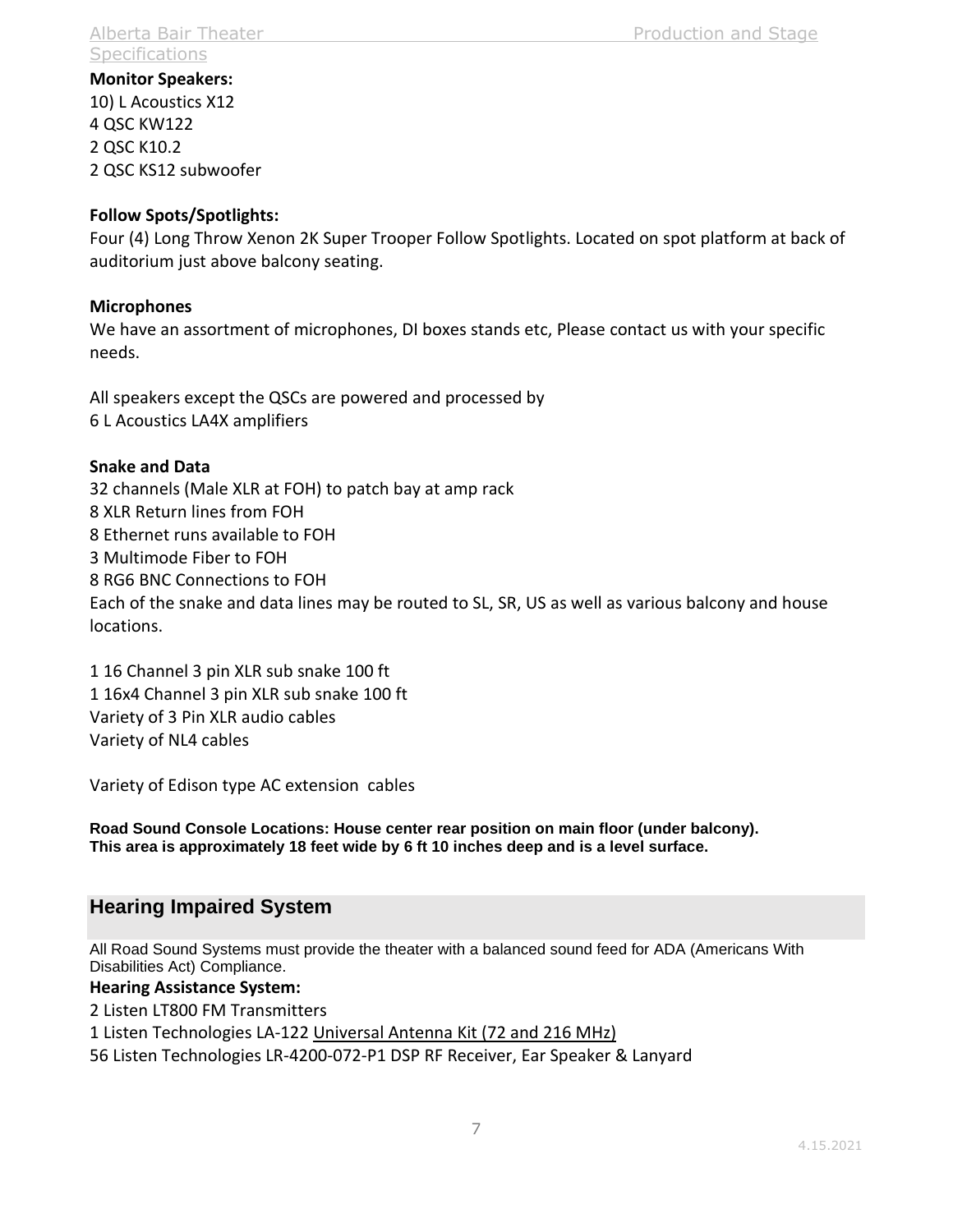**Monitor Speakers:**
10) L Acoustics X12
4 QSC KW122
2 QSC K10.2
2 QSC KS12 subwoofer

**Follow Spots/Spotlights:**
Four (4) Long Throw Xenon 2K Super Trooper Follow Spotlights. Located on spot platform at back of auditorium just above balcony seating.

**Microphones**
We have an assortment of microphones, DI boxes stands etc, Please contact us with your specific needs.

All speakers except the QSCs are powered and processed by
6 L Acoustics LA4X amplifiers

**Snake and Data**
32 channels (Male XLR at FOH) to patch bay at amp rack
8 XLR Return lines from FOH
8 Ethernet runs available to FOH
3 Multimode Fiber to FOH
8 RG6 BNC Connections to FOH
Each of the snake and data lines may be routed to SL, SR, US as well as various balcony and house locations.

1 16 Channel 3 pin XLR sub snake 100 ft
1 16x4 Channel 3 pin XLR sub snake 100 ft
Variety of 3 Pin XLR audio cables
Variety of NL4 cables

Variety of Edison type AC extension cables

**Road Sound Console Locations: House center rear position on main floor (under balcony). This area is approximately 18 feet wide by 6 ft 10 inches deep and is a level surface.**

## Hearing Impaired System

All Road Sound Systems must provide the theater with a balanced sound feed for ADA (Americans With Disabilities Act) Compliance.

**Hearing Assistance System:**
2 Listen LT800 FM Transmitters
1 Listen Technologies LA-122 Universal Antenna Kit (72 and 216 MHz)
56 Listen Technologies LR-4200-072-P1 DSP RF Receiver, Ear Speaker & Lanyard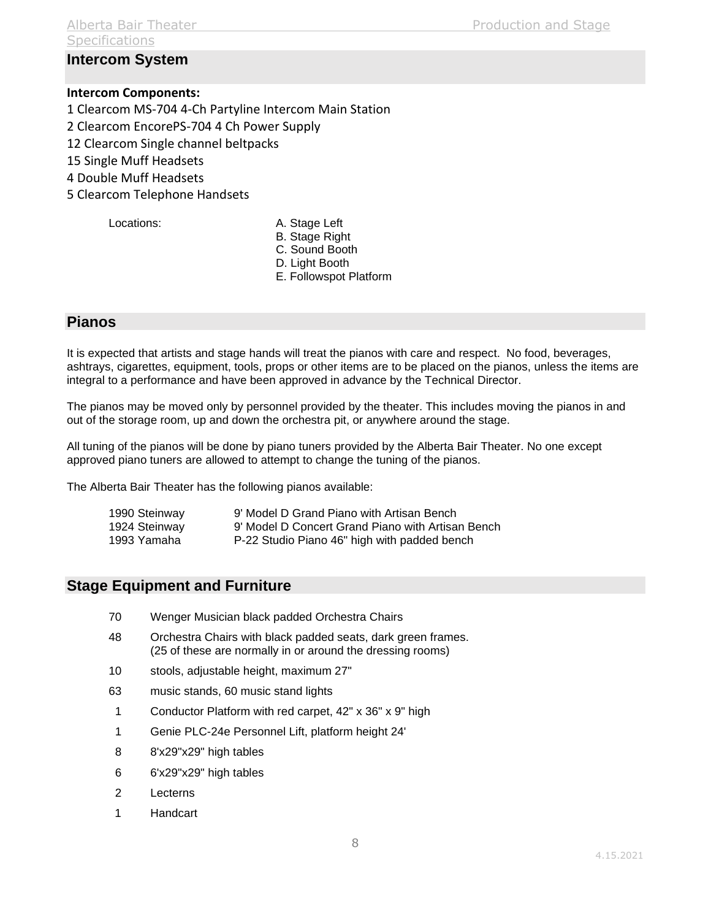## Intercom System

**Intercom Components:**

1 Clearcom MS-704 4-Ch Partyline Intercom Main Station
2 Clearcom EncorePS-704 4 Ch Power Supply
12 Clearcom Single channel beltpacks
15 Single Muff Headsets
4 Double Muff Headsets
5 Clearcom Telephone Handsets

Locations:

A. Stage Left
B. Stage Right
C. Sound Booth
D. Light Booth
E. Followspot Platform

## Pianos

It is expected that artists and stage hands will treat the pianos with care and respect. No food, beverages, ashtrays, cigarettes, equipment, tools, props or other items are to be placed on the pianos, unless the items are integral to a performance and have been approved in advance by the Technical Director.

The pianos may be moved only by personnel provided by the theater. This includes moving the pianos in and out of the storage room, up and down the orchestra pit, or anywhere around the stage.

All tuning of the pianos will be done by piano tuners provided by the Alberta Bair Theater. No one except approved piano tuners are allowed to attempt to change the tuning of the pianos.

The Alberta Bair Theater has the following pianos available:

| | |
|---|---|
| 1990 Steinway | 9' Model D Grand Piano with Artisan Bench |
| 1924 Steinway | 9' Model D Concert Grand Piano with Artisan Bench |
| 1993 Yamaha | P-22 Studio Piano 46" high with padded bench |

## Stage Equipment and Furniture

| | |
|---|---|
| 70 | Wenger Musician black padded Orchestra Chairs |
| 48 | Orchestra Chairs with black padded seats, dark green frames. (25 of these are normally in or around the dressing rooms) |
| 10 | stools, adjustable height, maximum 27" |
| 63 | music stands, 60 music stand lights |
| 1 | Conductor Platform with red carpet, 42" x 36" x 9" high |
| 1 | Genie PLC-24e Personnel Lift, platform height 24' |
| 8 | 8'x29"x29" high tables |
| 6 | 6'x29"x29" high tables |
| 2 | Lecterns |
| 1 | Handcart |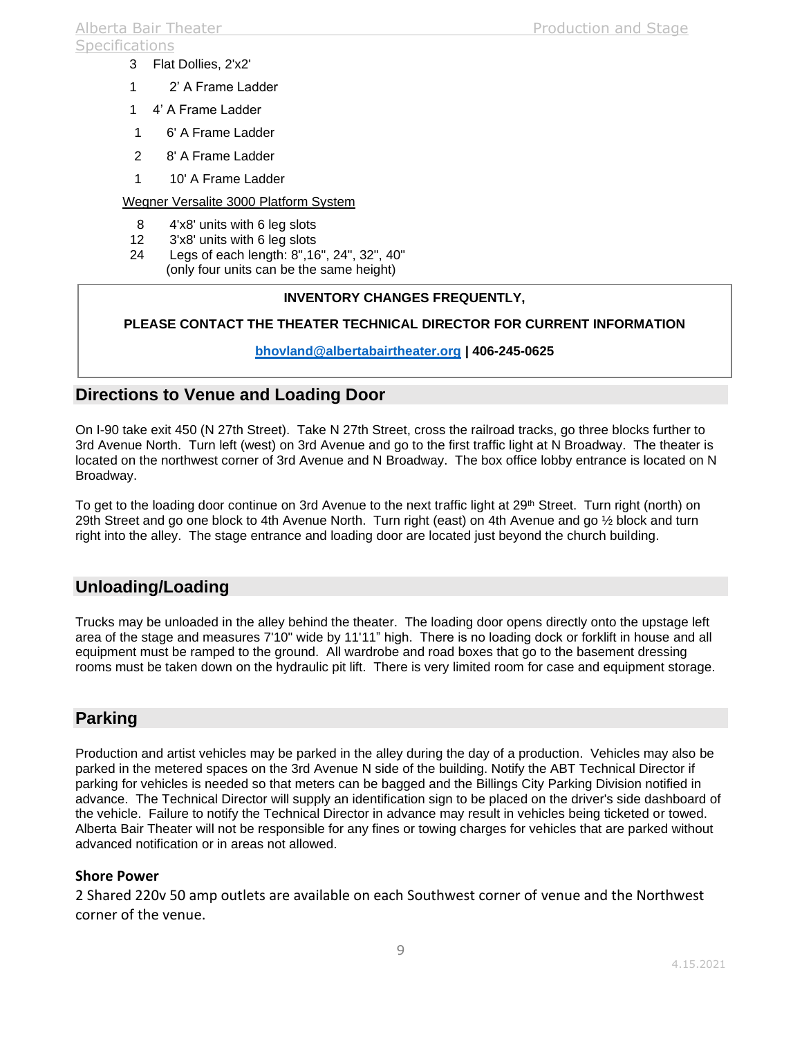3 Flat Dollies, 2'x2'

1 2' A Frame Ladder

1 4' A Frame Ladder

1 6' A Frame Ladder

2 8' A Frame Ladder

1 10' A Frame Ladder

Wegner Versalite 3000 Platform System

8 4'x8' units with 6 leg slots
12 3'x8' units with 6 leg slots
24 Legs of each length: 8",16", 24", 32", 40"
(only four units can be the same height)

**INVENTORY CHANGES FREQUENTLY,**

**PLEASE CONTACT THE THEATER TECHNICAL DIRECTOR FOR CURRENT INFORMATION**

**bhovland@albertabairtheater.org | 406-245-0625**

## Directions to Venue and Loading Door

On I-90 take exit 450 (N 27th Street). Take N 27th Street, cross the railroad tracks, go three blocks further to 3rd Avenue North. Turn left (west) on 3rd Avenue and go to the first traffic light at N Broadway. The theater is located on the northwest corner of 3rd Avenue and N Broadway. The box office lobby entrance is located on N Broadway.

To get to the loading door continue on 3rd Avenue to the next traffic light at 29th Street. Turn right (north) on 29th Street and go one block to 4th Avenue North. Turn right (east) on 4th Avenue and go ½ block and turn right into the alley. The stage entrance and loading door are located just beyond the church building.

## Unloading/Loading

Trucks may be unloaded in the alley behind the theater. The loading door opens directly onto the upstage left area of the stage and measures 7'10" wide by 11'11" high. There is no loading dock or forklift in house and all equipment must be ramped to the ground. All wardrobe and road boxes that go to the basement dressing rooms must be taken down on the hydraulic pit lift. There is very limited room for case and equipment storage.

## Parking

Production and artist vehicles may be parked in the alley during the day of a production. Vehicles may also be parked in the metered spaces on the 3rd Avenue N side of the building. Notify the ABT Technical Director if parking for vehicles is needed so that meters can be bagged and the Billings City Parking Division notified in advance. The Technical Director will supply an identification sign to be placed on the driver's side dashboard of the vehicle. Failure to notify the Technical Director in advance may result in vehicles being ticketed or towed. Alberta Bair Theater will not be responsible for any fines or towing charges for vehicles that are parked without advanced notification or in areas not allowed.

### Shore Power

2 Shared 220v 50 amp outlets are available on each Southwest corner of venue and the Northwest corner of the venue.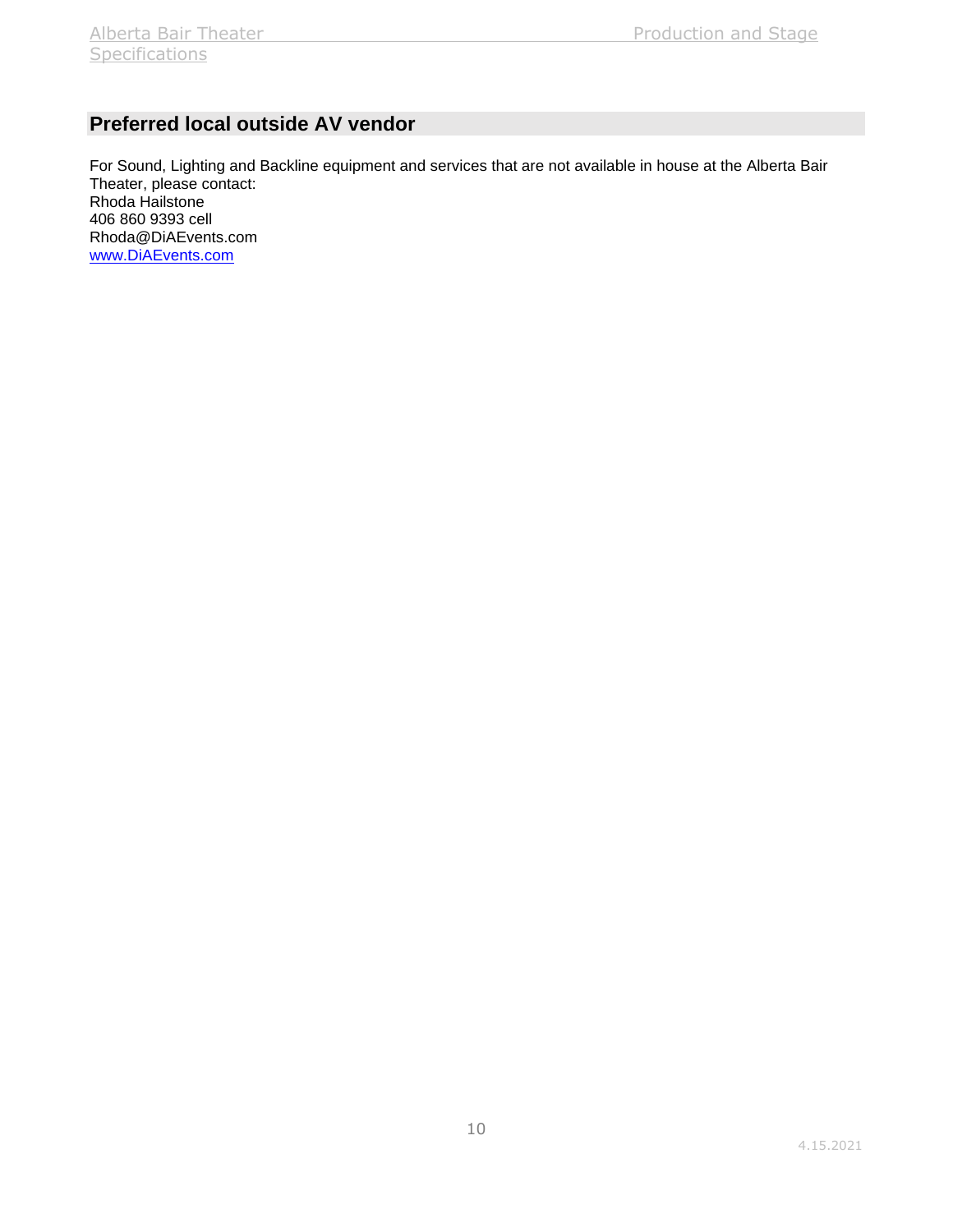## Preferred local outside AV vendor

For Sound, Lighting and Backline equipment and services that are not available in house at the Alberta Bair Theater, please contact:
Rhoda Hailstone
406 860 9393 cell
Rhoda@DiAEvents.com
www.DiAEvents.com